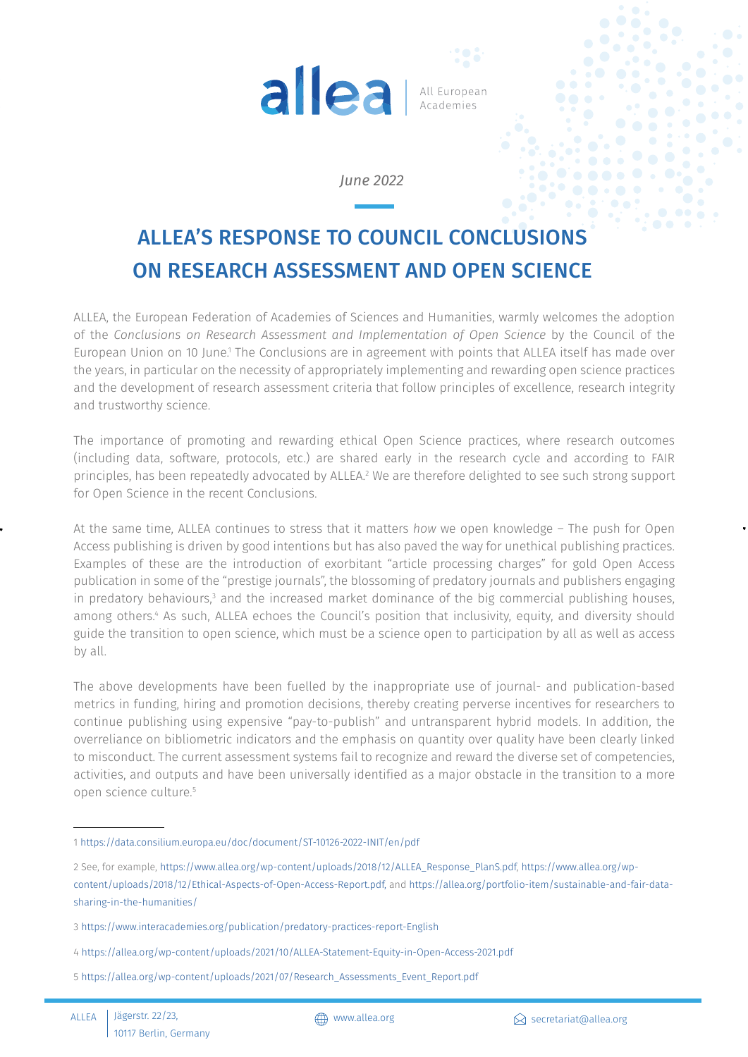June 2022

# ALLEA'S RESPONSE TO COUNCIL CONCLUSIONS ON RESEARCH ASSESSMENT AND OPEN SCIENCE

ALLEA, the European Federation of Academies of Sciences and Humanities, warmly welcomes the adoption of the *Conclusions on Research Assessment and Implementation of Open Science* by the Council of the European Union on 10 June.[1] The Conclusions are in agreement with points that ALLEA itself has made over the years, in particular on the necessity of appropriately implementing and rewarding open science practices and the development of research assessment criteria that follow principles of excellence, research integrity and trustworthy science.

The importance of promoting and rewarding ethical Open Science practices, where research outcomes (including data, software, protocols, etc.) are shared early in the research cycle and according to FAIR principles, has been repeatedly advocated by ALLEA.[2] We are therefore delighted to see such strong support for Open Science in the recent Conclusions.

At the same time, ALLEA continues to stress that it matters *how* we open knowledge – The push for Open Access publishing is driven by good intentions but has also paved the way for unethical publishing practices. Examples of these are the introduction of exorbitant "article processing charges" for gold Open Access publication in some of the "prestige journals", the blossoming of predatory journals and publishers engaging in predatory behaviours,[3] and the increased market dominance of the big commercial publishing houses, among others.[4] As such, ALLEA echoes the Council's position that inclusivity, equity, and diversity should guide the transition to open science, which must be a science open to participation by all as well as access by all.

The above developments have been fuelled by the inappropriate use of journal- and publication-based metrics in funding, hiring and promotion decisions, thereby creating perverse incentives for researchers to continue publishing using expensive "pay-to-publish" and untransparent hybrid models. In addition, the overreliance on bibliometric indicators and the emphasis on quantity over quality have been clearly linked to misconduct. The current assessment systems fail to recognize and reward the diverse set of competencies, activities, and outputs and have been universally identified as a major obstacle in the transition to a more open science culture.[5]

---

1 https://data.consilium.europa.eu/doc/document/ST-10126-2022-INIT/en/pdf

2 See, for example, https://www.allea.org/wp-content/uploads/2018/12/ALLEA_Response_PlanS.pdf, https://www.allea.org/wp-content/uploads/2018/12/Ethical-Aspects-of-Open-Access-Report.pdf, and https://allea.org/portfolio-item/sustainable-and-fair-data-sharing-in-the-humanities/

3 https://www.interacademies.org/publication/predatory-practices-report-English

4 https://allea.org/wp-content/uploads/2021/10/ALLEA-Statement-Equity-in-Open-Access-2021.pdf

5 https://allea.org/wp-content/uploads/2021/07/Research_Assessments_Event_Report.pdf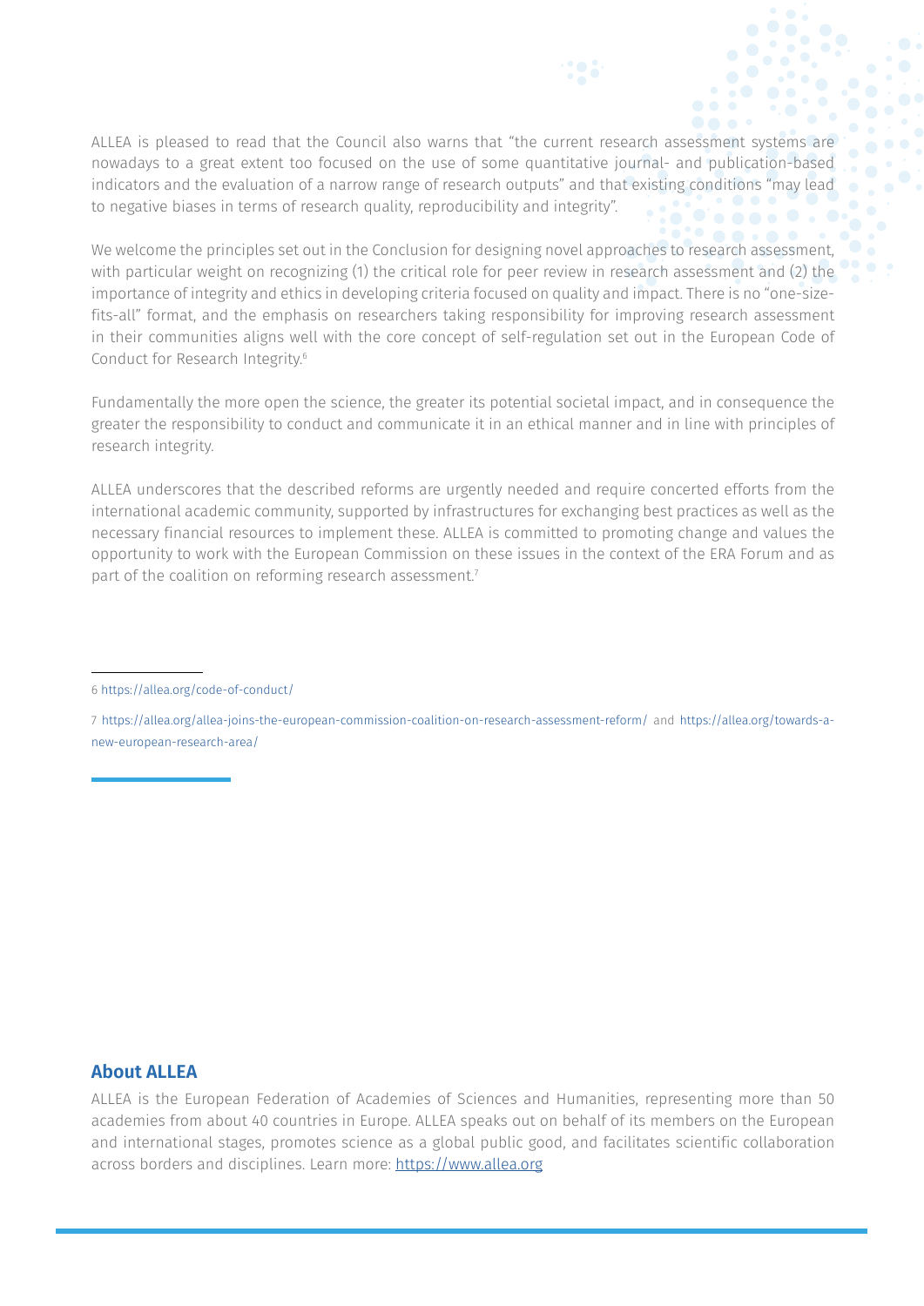ALLEA is pleased to read that the Council also warns that "the current research assessment systems are nowadays to a great extent too focused on the use of some quantitative journal- and publication-based indicators and the evaluation of a narrow range of research outputs" and that existing conditions "may lead to negative biases in terms of research quality, reproducibility and integrity".

We welcome the principles set out in the Conclusion for designing novel approaches to research assessment, with particular weight on recognizing (1) the critical role for peer review in research assessment and (2) the importance of integrity and ethics in developing criteria focused on quality and impact. There is no "one-size-fits-all" format, and the emphasis on researchers taking responsibility for improving research assessment in their communities aligns well with the core concept of self-regulation set out in the European Code of Conduct for Research Integrity.[6]

Fundamentally the more open the science, the greater its potential societal impact, and in consequence the greater the responsibility to conduct and communicate it in an ethical manner and in line with principles of research integrity.

ALLEA underscores that the described reforms are urgently needed and require concerted efforts from the international academic community, supported by infrastructures for exchanging best practices as well as the necessary financial resources to implement these. ALLEA is committed to promoting change and values the opportunity to work with the European Commission on these issues in the context of the ERA Forum and as part of the coalition on reforming research assessment.[7]

---

6 https://allea.org/code-of-conduct/

7 https://allea.org/allea-joins-the-european-commission-coalition-on-research-assessment-reform/ and https://allea.org/towards-a-new-european-research-area/

## About ALLEA

ALLEA is the European Federation of Academies of Sciences and Humanities, representing more than 50 academies from about 40 countries in Europe. ALLEA speaks out on behalf of its members on the European and international stages, promotes science as a global public good, and facilitates scientific collaboration across borders and disciplines. Learn more: https://www.allea.org